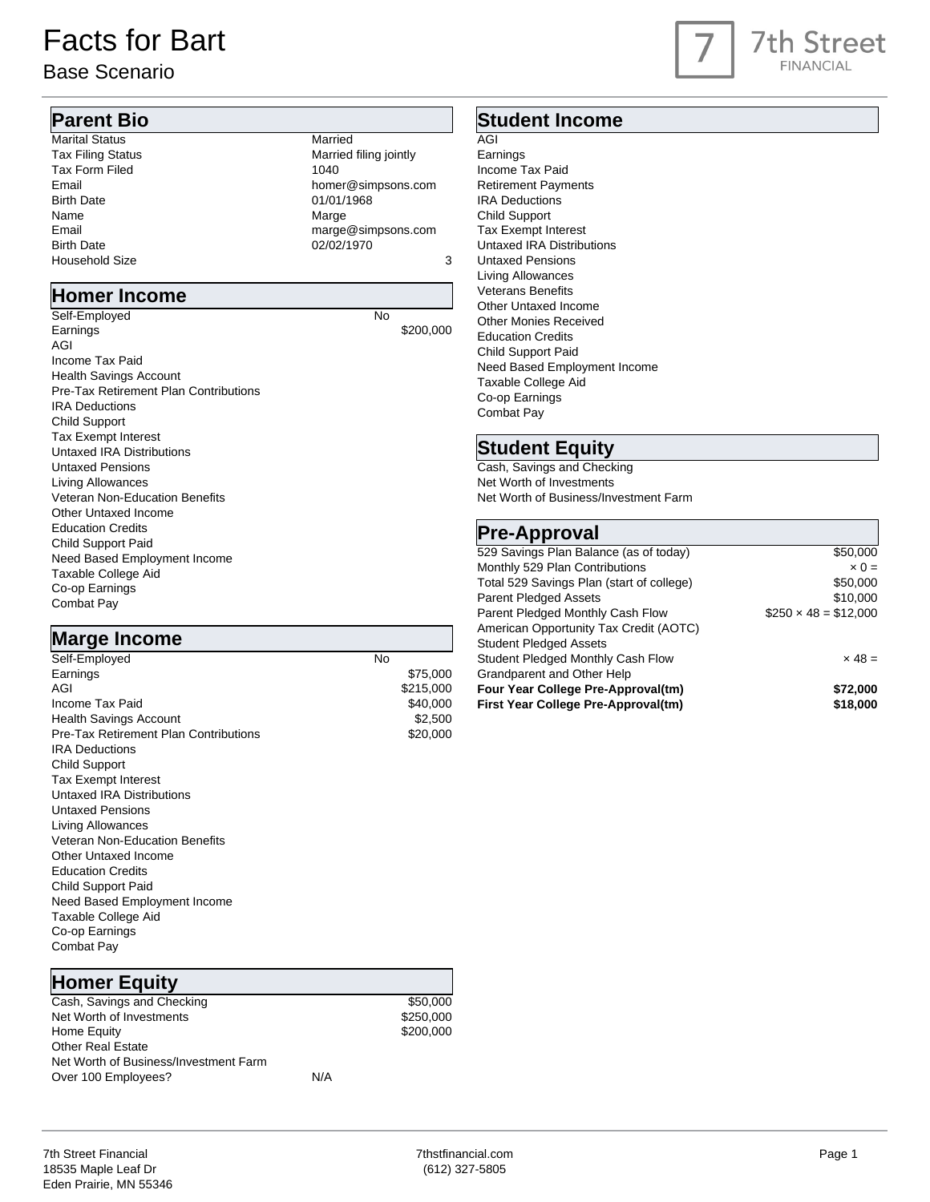# Facts for Bart

Base Scenario

7th Street FINANCIAL

## Parent Bio

| | |
|---|---|
| Marital Status | Married |
| Tax Filing Status | Married filing jointly |
| Tax Form Filed | 1040 |
| Email | homer@simpsons.com |
| Birth Date | 01/01/1968 |
| Name | Marge |
| Email | marge@simpsons.com |
| Birth Date | 02/02/1970 |
| Household Size | 3 |

## Homer Income

| | |
|---|---|
| Self-Employed | No |
| Earnings | $200,000 |
| AGI | |
| Income Tax Paid | |
| Health Savings Account | |
| Pre-Tax Retirement Plan Contributions | |
| IRA Deductions | |
| Child Support | |
| Tax Exempt Interest | |
| Untaxed IRA Distributions | |
| Untaxed Pensions | |
| Living Allowances | |
| Veteran Non-Education Benefits | |
| Other Untaxed Income | |
| Education Credits | |
| Child Support Paid | |
| Need Based Employment Income | |
| Taxable College Aid | |
| Co-op Earnings | |
| Combat Pay | |

## Marge Income

| | |
|---|---|
| Self-Employed | No |
| Earnings | $75,000 |
| AGI | $215,000 |
| Income Tax Paid | $40,000 |
| Health Savings Account | $2,500 |
| Pre-Tax Retirement Plan Contributions | $20,000 |
| IRA Deductions | |
| Child Support | |
| Tax Exempt Interest | |
| Untaxed IRA Distributions | |
| Untaxed Pensions | |
| Living Allowances | |
| Veteran Non-Education Benefits | |
| Other Untaxed Income | |
| Education Credits | |
| Child Support Paid | |
| Need Based Employment Income | |
| Taxable College Aid | |
| Co-op Earnings | |
| Combat Pay | |

## Homer Equity

| | |
|---|---|
| Cash, Savings and Checking | $50,000 |
| Net Worth of Investments | $250,000 |
| Home Equity | $200,000 |
| Other Real Estate | |
| Net Worth of Business/Investment Farm | |
| Over 100 Employees? | N/A |

## Student Income

| | |
|---|---|
| AGI | |
| Earnings | |
| Income Tax Paid | |
| Retirement Payments | |
| IRA Deductions | |
| Child Support | |
| Tax Exempt Interest | |
| Untaxed IRA Distributions | |
| Untaxed Pensions | |
| Living Allowances | |
| Veterans Benefits | |
| Other Untaxed Income | |
| Other Monies Received | |
| Education Credits | |
| Child Support Paid | |
| Need Based Employment Income | |
| Taxable College Aid | |
| Co-op Earnings | |
| Combat Pay | |

## Student Equity

| | |
|---|---|
| Cash, Savings and Checking | |
| Net Worth of Investments | |
| Net Worth of Business/Investment Farm | |

## Pre-Approval

| | |
|---|---|
| 529 Savings Plan Balance (as of today) | $50,000 |
| Monthly 529 Plan Contributions | × 0 = |
| Total 529 Savings Plan (start of college) | $50,000 |
| Parent Pledged Assets | $10,000 |
| Parent Pledged Monthly Cash Flow | $250 × 48 = $12,000 |
| American Opportunity Tax Credit (AOTC) | |
| Student Pledged Assets | |
| Student Pledged Monthly Cash Flow | × 48 = |
| Grandparent and Other Help | |
| **Four Year College Pre-Approval(tm)** | **$72,000** |
| **First Year College Pre-Approval(tm)** | **$18,000** |

7th Street Financial
18535 Maple Leaf Dr
Eden Prairie, MN 55346

7thstfinancial.com
(612) 327-5805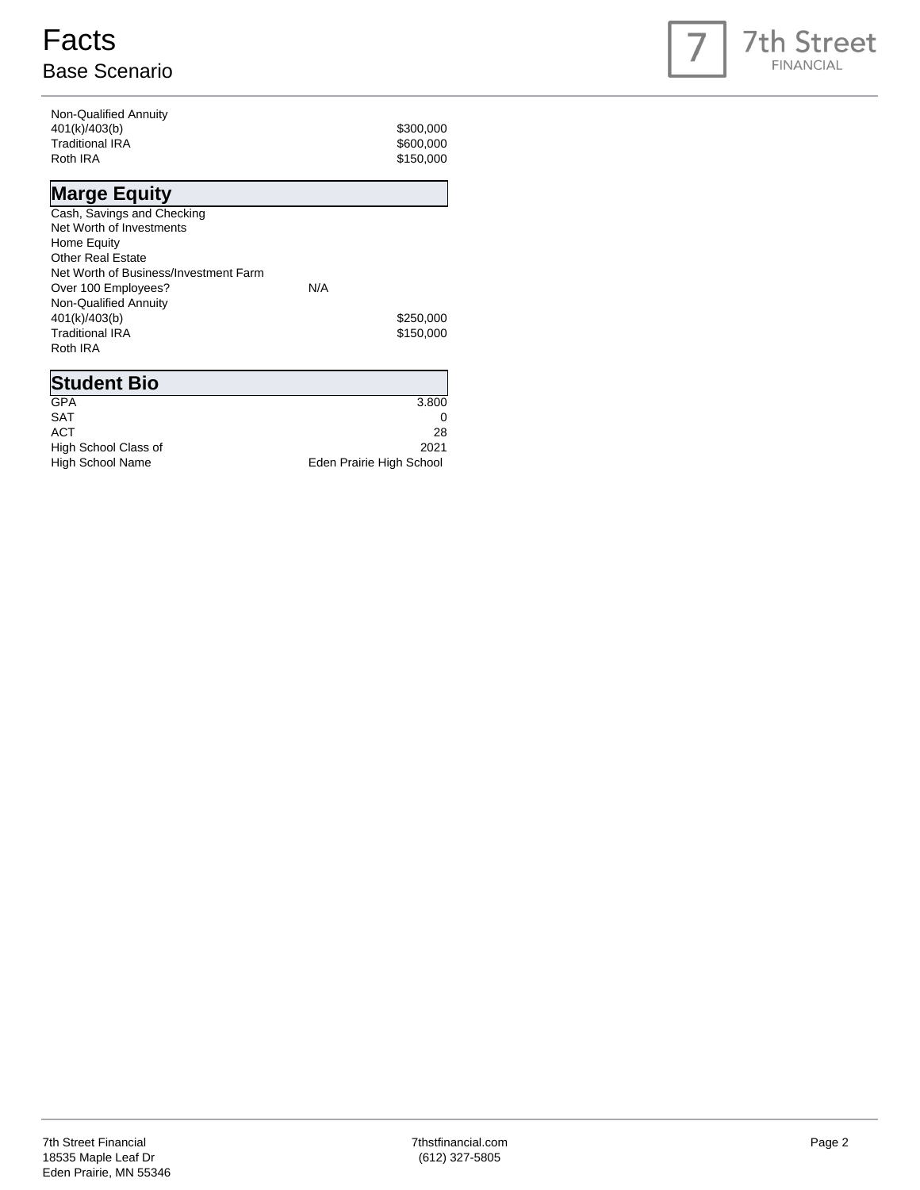# Facts

## Base Scenario

| | |
|---|---|
| Non-Qualified Annuity | |
| 401(k)/403(b) | $300,000 |
| Traditional IRA | $600,000 |
| Roth IRA | $150,000 |

## Marge Equity

| | |
|---|---|
| Cash, Savings and Checking | |
| Net Worth of Investments | |
| Home Equity | |
| Other Real Estate | |
| Net Worth of Business/Investment Farm | |
| Over 100 Employees? | N/A |
| Non-Qualified Annuity | |
| 401(k)/403(b) | $250,000 |
| Traditional IRA | $150,000 |
| Roth IRA | |

## Student Bio

| | |
|---|---|
| GPA | 3.800 |
| SAT | 0 |
| ACT | 28 |
| High School Class of | 2021 |
| High School Name | Eden Prairie High School |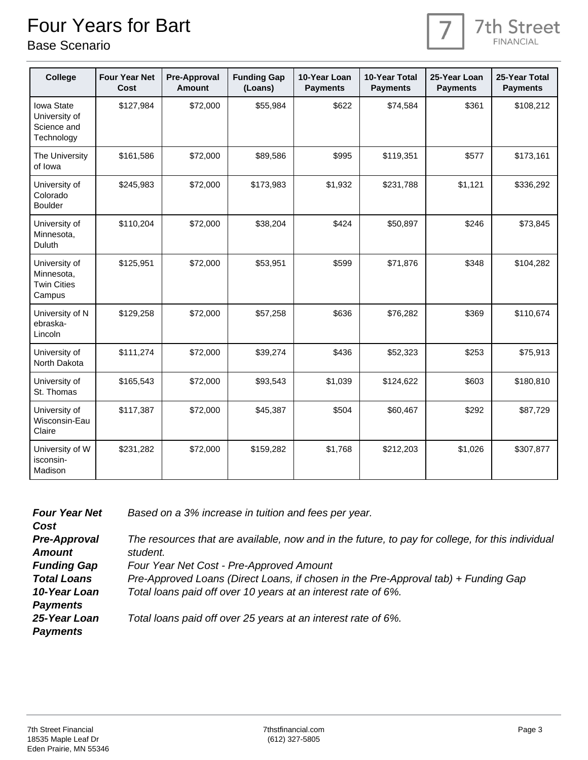# Four Years for Bart

## Base Scenario

| College | Four Year Net Cost | Pre-Approval Amount | Funding Gap (Loans) | 10-Year Loan Payments | 10-Year Total Payments | 25-Year Loan Payments | 25-Year Total Payments |
|---|---|---|---|---|---|---|---|
| Iowa State University of Science and Technology | $127,984 | $72,000 | $55,984 | $622 | $74,584 | $361 | $108,212 |
| The University of Iowa | $161,586 | $72,000 | $89,586 | $995 | $119,351 | $577 | $173,161 |
| University of Colorado Boulder | $245,983 | $72,000 | $173,983 | $1,932 | $231,788 | $1,121 | $336,292 |
| University of Minnesota, Duluth | $110,204 | $72,000 | $38,204 | $424 | $50,897 | $246 | $73,845 |
| University of Minnesota, Twin Cities Campus | $125,951 | $72,000 | $53,951 | $599 | $71,876 | $348 | $104,282 |
| University of Nebraska-Lincoln | $129,258 | $72,000 | $57,258 | $636 | $76,282 | $369 | $110,674 |
| University of North Dakota | $111,274 | $72,000 | $39,274 | $436 | $52,323 | $253 | $75,913 |
| University of St. Thomas | $165,543 | $72,000 | $93,543 | $1,039 | $124,622 | $603 | $180,810 |
| University of Wisconsin-Eau Claire | $117,387 | $72,000 | $45,387 | $504 | $60,467 | $292 | $87,729 |
| University of Wisconsin-Madison | $231,282 | $72,000 | $159,282 | $1,768 | $212,203 | $1,026 | $307,877 |

***Four Year Net Cost*** *Based on a 3% increase in tuition and fees per year.*

***Pre-Approval Amount*** *The resources that are available, now and in the future, to pay for college, for this individual student.*

***Funding Gap*** *Four Year Net Cost - Pre-Approved Amount*

***Total Loans*** *Pre-Approved Loans (Direct Loans, if chosen in the Pre-Approval tab) + Funding Gap*

***10-Year Loan Payments*** *Total loans paid off over 10 years at an interest rate of 6%.*

***25-Year Loan Payments*** *Total loans paid off over 25 years at an interest rate of 6%.*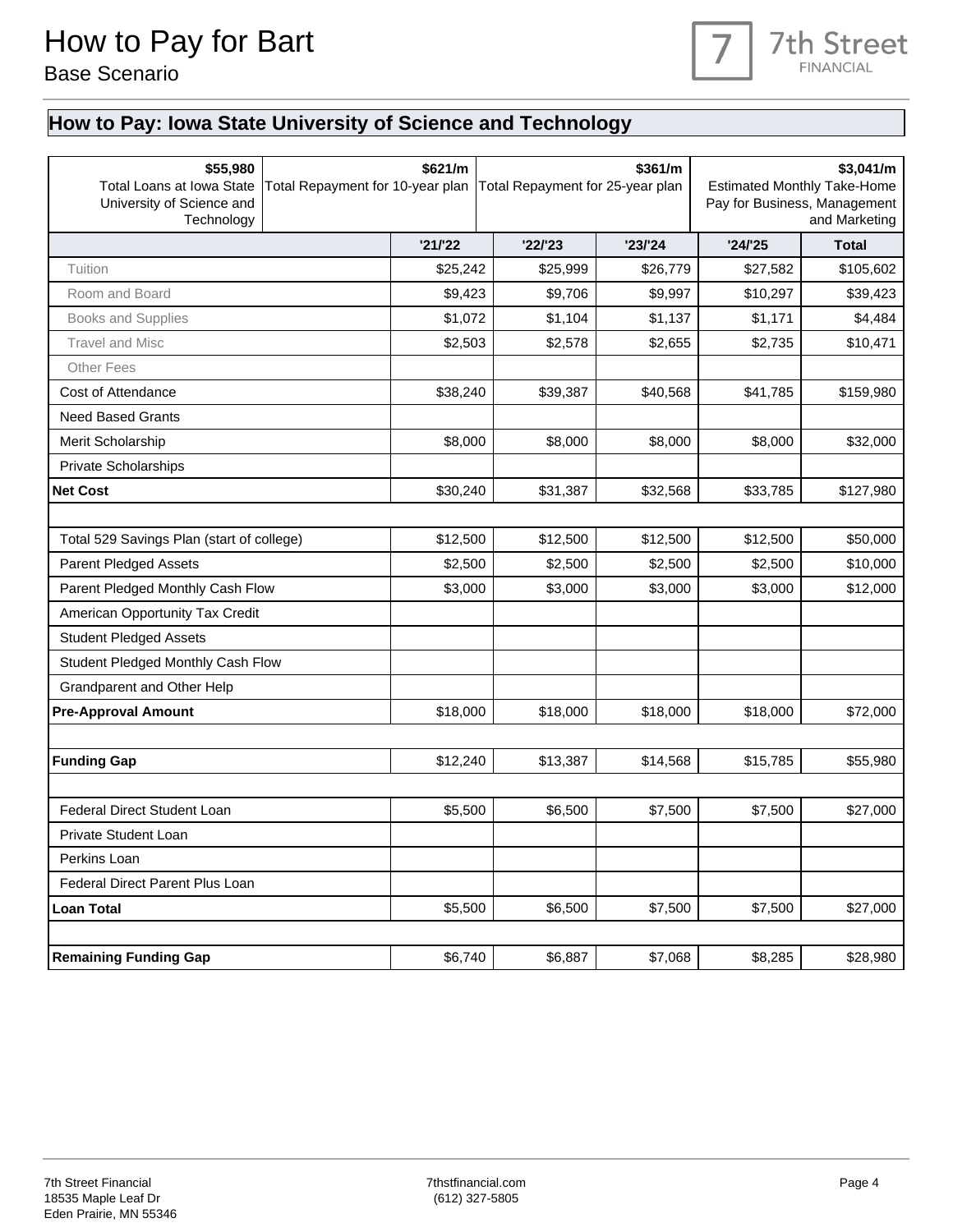# How to Pay for Bart

Base Scenario

## How to Pay: Iowa State University of Science and Technology

| $55,980 | $621/m | $361/m | $3,041/m |
|---|---|---|---|
| Total Loans at Iowa State University of Science and Technology | Total Repayment for 10-year plan | Total Repayment for 25-year plan | Estimated Monthly Take-Home Pay for Business, Management and Marketing |

| | '21/'22 | '22/'23 | '23/'24 | '24/'25 | Total |
|---|---|---|---|---|---|
| Tuition | $25,242 | $25,999 | $26,779 | $27,582 | $105,602 |
| Room and Board | $9,423 | $9,706 | $9,997 | $10,297 | $39,423 |
| Books and Supplies | $1,072 | $1,104 | $1,137 | $1,171 | $4,484 |
| Travel and Misc | $2,503 | $2,578 | $2,655 | $2,735 | $10,471 |
| Other Fees | | | | | |
| Cost of Attendance | $38,240 | $39,387 | $40,568 | $41,785 | $159,980 |
| Need Based Grants | | | | | |
| Merit Scholarship | $8,000 | $8,000 | $8,000 | $8,000 | $32,000 |
| Private Scholarships | | | | | |
| **Net Cost** | $30,240 | $31,387 | $32,568 | $33,785 | $127,980 |
| | | | | | |
| Total 529 Savings Plan (start of college) | $12,500 | $12,500 | $12,500 | $12,500 | $50,000 |
| Parent Pledged Assets | $2,500 | $2,500 | $2,500 | $2,500 | $10,000 |
| Parent Pledged Monthly Cash Flow | $3,000 | $3,000 | $3,000 | $3,000 | $12,000 |
| American Opportunity Tax Credit | | | | | |
| Student Pledged Assets | | | | | |
| Student Pledged Monthly Cash Flow | | | | | |
| Grandparent and Other Help | | | | | |
| **Pre-Approval Amount** | $18,000 | $18,000 | $18,000 | $18,000 | $72,000 |
| | | | | | |
| **Funding Gap** | $12,240 | $13,387 | $14,568 | $15,785 | $55,980 |
| | | | | | |
| Federal Direct Student Loan | $5,500 | $6,500 | $7,500 | $7,500 | $27,000 |
| Private Student Loan | | | | | |
| Perkins Loan | | | | | |
| Federal Direct Parent Plus Loan | | | | | |
| **Loan Total** | $5,500 | $6,500 | $7,500 | $7,500 | $27,000 |
| | | | | | |
| **Remaining Funding Gap** | $6,740 | $6,887 | $7,068 | $8,285 | $28,980 |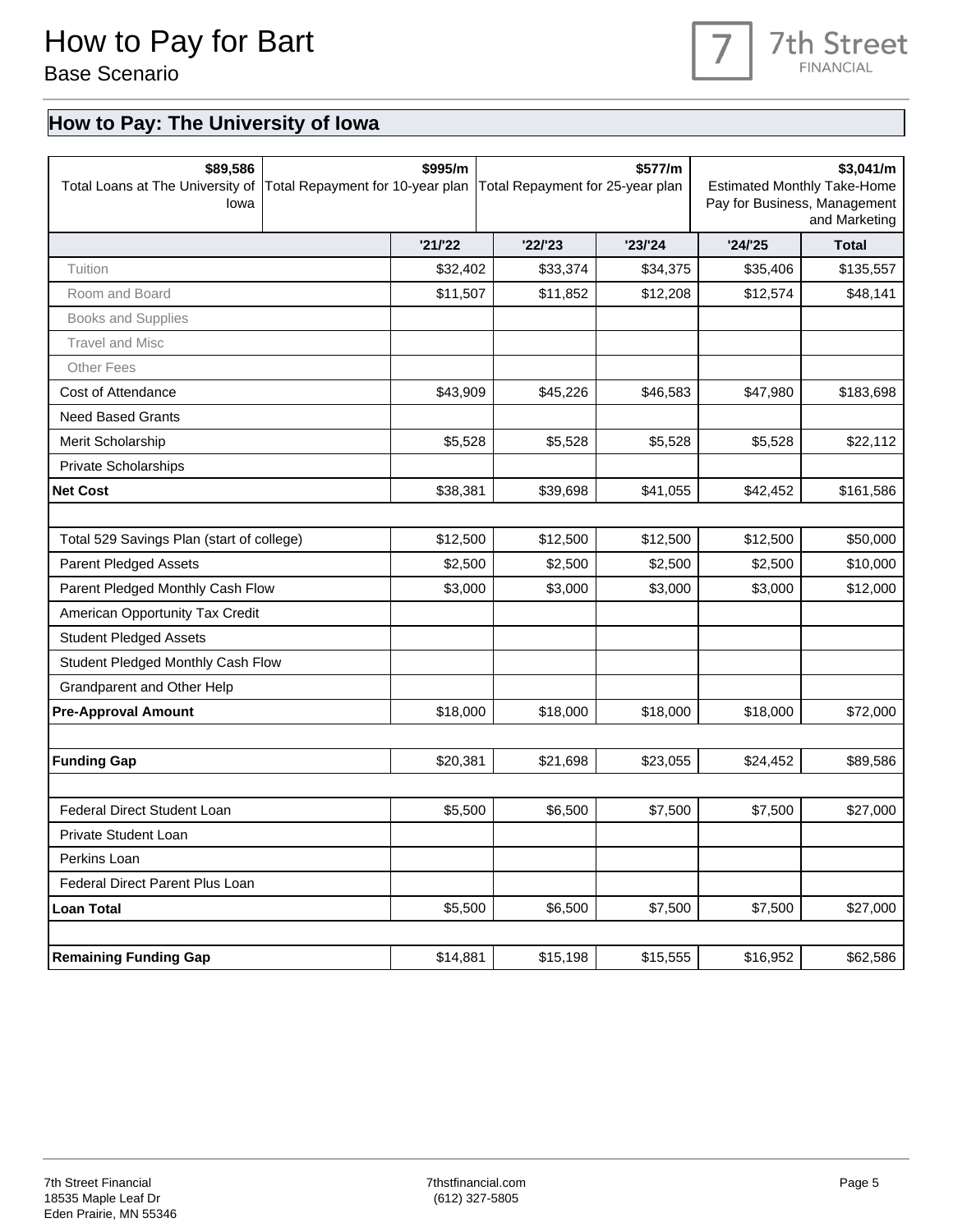# How to Pay for Bart

Base Scenario

## How to Pay: The University of Iowa

| **$89,586**<br>Total Loans at The University of Iowa | **$995/m**<br>Total Repayment for 10-year plan | **$577/m**<br>Total Repayment for 25-year plan | **$3,041/m**<br>Estimated Monthly Take-Home Pay for Business, Management and Marketing |
|---|---|---|---|

| | '21/'22 | '22/'23 | '23/'24 | '24/'25 | Total |
|---|---|---|---|---|---|
| Tuition | $32,402 | $33,374 | $34,375 | $35,406 | $135,557 |
| Room and Board | $11,507 | $11,852 | $12,208 | $12,574 | $48,141 |
| Books and Supplies | | | | | |
| Travel and Misc | | | | | |
| Other Fees | | | | | |
| Cost of Attendance | $43,909 | $45,226 | $46,583 | $47,980 | $183,698 |
| Need Based Grants | | | | | |
| Merit Scholarship | $5,528 | $5,528 | $5,528 | $5,528 | $22,112 |
| Private Scholarships | | | | | |
| **Net Cost** | $38,381 | $39,698 | $41,055 | $42,452 | $161,586 |
| | | | | | |
| Total 529 Savings Plan (start of college) | $12,500 | $12,500 | $12,500 | $12,500 | $50,000 |
| Parent Pledged Assets | $2,500 | $2,500 | $2,500 | $2,500 | $10,000 |
| Parent Pledged Monthly Cash Flow | $3,000 | $3,000 | $3,000 | $3,000 | $12,000 |
| American Opportunity Tax Credit | | | | | |
| Student Pledged Assets | | | | | |
| Student Pledged Monthly Cash Flow | | | | | |
| Grandparent and Other Help | | | | | |
| **Pre-Approval Amount** | $18,000 | $18,000 | $18,000 | $18,000 | $72,000 |
| | | | | | |
| **Funding Gap** | $20,381 | $21,698 | $23,055 | $24,452 | $89,586 |
| | | | | | |
| Federal Direct Student Loan | $5,500 | $6,500 | $7,500 | $7,500 | $27,000 |
| Private Student Loan | | | | | |
| Perkins Loan | | | | | |
| Federal Direct Parent Plus Loan | | | | | |
| **Loan Total** | $5,500 | $6,500 | $7,500 | $7,500 | $27,000 |
| | | | | | |
| **Remaining Funding Gap** | $14,881 | $15,198 | $15,555 | $16,952 | $62,586 |

7th Street Financial
18535 Maple Leaf Dr
Eden Prairie, MN 55346

7thstfinancial.com
(612) 327-5805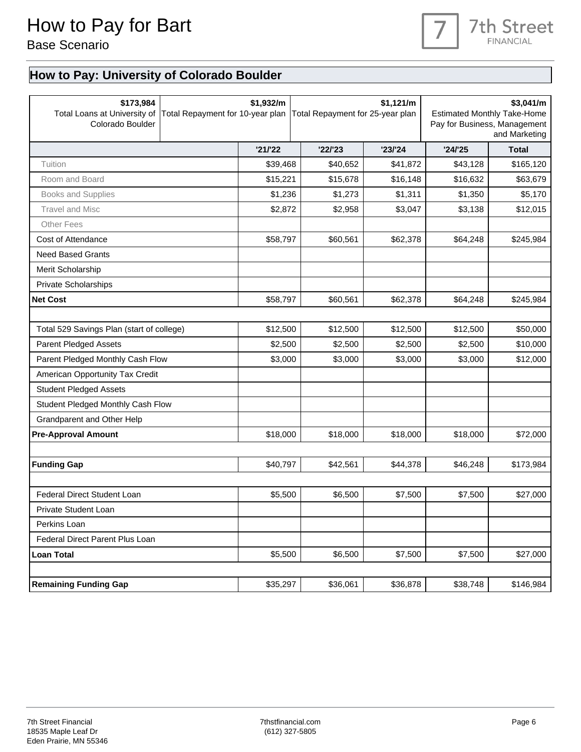# How to Pay for Bart

Base Scenario

## How to Pay: University of Colorado Boulder

| $173,984 Total Loans at University of Colorado Boulder | $1,932/m Total Repayment for 10-year plan | $1,121/m Total Repayment for 25-year plan | $3,041/m Estimated Monthly Take-Home Pay for Business, Management and Marketing |
|---|---|---|---|

| | '21/'22 | '22/'23 | '23/'24 | '24/'25 | Total |
|---|---|---|---|---|---|
| Tuition | $39,468 | $40,652 | $41,872 | $43,128 | $165,120 |
| Room and Board | $15,221 | $15,678 | $16,148 | $16,632 | $63,679 |
| Books and Supplies | $1,236 | $1,273 | $1,311 | $1,350 | $5,170 |
| Travel and Misc | $2,872 | $2,958 | $3,047 | $3,138 | $12,015 |
| Other Fees | | | | | |
| Cost of Attendance | $58,797 | $60,561 | $62,378 | $64,248 | $245,984 |
| Need Based Grants | | | | | |
| Merit Scholarship | | | | | |
| Private Scholarships | | | | | |
| **Net Cost** | $58,797 | $60,561 | $62,378 | $64,248 | $245,984 |
| | | | | | |
| Total 529 Savings Plan (start of college) | $12,500 | $12,500 | $12,500 | $12,500 | $50,000 |
| Parent Pledged Assets | $2,500 | $2,500 | $2,500 | $2,500 | $10,000 |
| Parent Pledged Monthly Cash Flow | $3,000 | $3,000 | $3,000 | $3,000 | $12,000 |
| American Opportunity Tax Credit | | | | | |
| Student Pledged Assets | | | | | |
| Student Pledged Monthly Cash Flow | | | | | |
| Grandparent and Other Help | | | | | |
| **Pre-Approval Amount** | $18,000 | $18,000 | $18,000 | $18,000 | $72,000 |
| | | | | | |
| **Funding Gap** | $40,797 | $42,561 | $44,378 | $46,248 | $173,984 |
| | | | | | |
| Federal Direct Student Loan | $5,500 | $6,500 | $7,500 | $7,500 | $27,000 |
| Private Student Loan | | | | | |
| Perkins Loan | | | | | |
| Federal Direct Parent Plus Loan | | | | | |
| **Loan Total** | $5,500 | $6,500 | $7,500 | $7,500 | $27,000 |
| | | | | | |
| **Remaining Funding Gap** | $35,297 | $36,061 | $36,878 | $38,748 | $146,984 |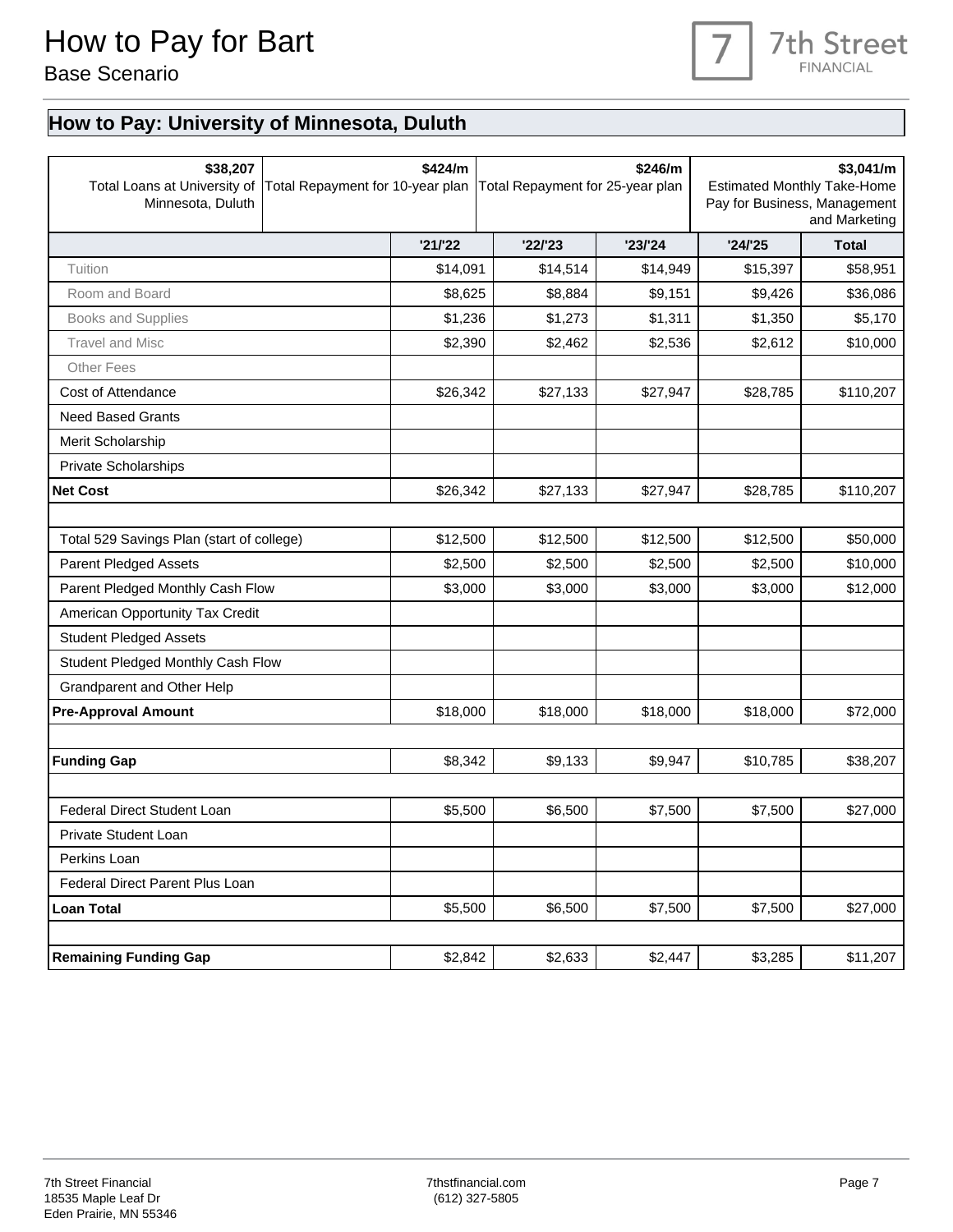# How to Pay for Bart

Base Scenario

## How to Pay: University of Minnesota, Duluth

| **$38,207** Total Loans at University of Minnesota, Duluth | **$424/m** Total Repayment for 10-year plan | **$246/m** Total Repayment for 25-year plan | **$3,041/m** Estimated Monthly Take-Home Pay for Business, Management and Marketing |
|---|---|---|---|

| | '21/'22 | '22/'23 | '23/'24 | '24/'25 | Total |
|---|---|---|---|---|---|
| Tuition | $14,091 | $14,514 | $14,949 | $15,397 | $58,951 |
| Room and Board | $8,625 | $8,884 | $9,151 | $9,426 | $36,086 |
| Books and Supplies | $1,236 | $1,273 | $1,311 | $1,350 | $5,170 |
| Travel and Misc | $2,390 | $2,462 | $2,536 | $2,612 | $10,000 |
| Other Fees | | | | | |
| Cost of Attendance | $26,342 | $27,133 | $27,947 | $28,785 | $110,207 |
| Need Based Grants | | | | | |
| Merit Scholarship | | | | | |
| Private Scholarships | | | | | |
| **Net Cost** | $26,342 | $27,133 | $27,947 | $28,785 | $110,207 |
| | | | | | |
| Total 529 Savings Plan (start of college) | $12,500 | $12,500 | $12,500 | $12,500 | $50,000 |
| Parent Pledged Assets | $2,500 | $2,500 | $2,500 | $2,500 | $10,000 |
| Parent Pledged Monthly Cash Flow | $3,000 | $3,000 | $3,000 | $3,000 | $12,000 |
| American Opportunity Tax Credit | | | | | |
| Student Pledged Assets | | | | | |
| Student Pledged Monthly Cash Flow | | | | | |
| Grandparent and Other Help | | | | | |
| **Pre-Approval Amount** | $18,000 | $18,000 | $18,000 | $18,000 | $72,000 |
| | | | | | |
| **Funding Gap** | $8,342 | $9,133 | $9,947 | $10,785 | $38,207 |
| | | | | | |
| Federal Direct Student Loan | $5,500 | $6,500 | $7,500 | $7,500 | $27,000 |
| Private Student Loan | | | | | |
| Perkins Loan | | | | | |
| Federal Direct Parent Plus Loan | | | | | |
| **Loan Total** | $5,500 | $6,500 | $7,500 | $7,500 | $27,000 |
| | | | | | |
| **Remaining Funding Gap** | $2,842 | $2,633 | $2,447 | $3,285 | $11,207 |

7th Street Financial
18535 Maple Leaf Dr
Eden Prairie, MN 55346

7thstfinancial.com
(612) 327-5805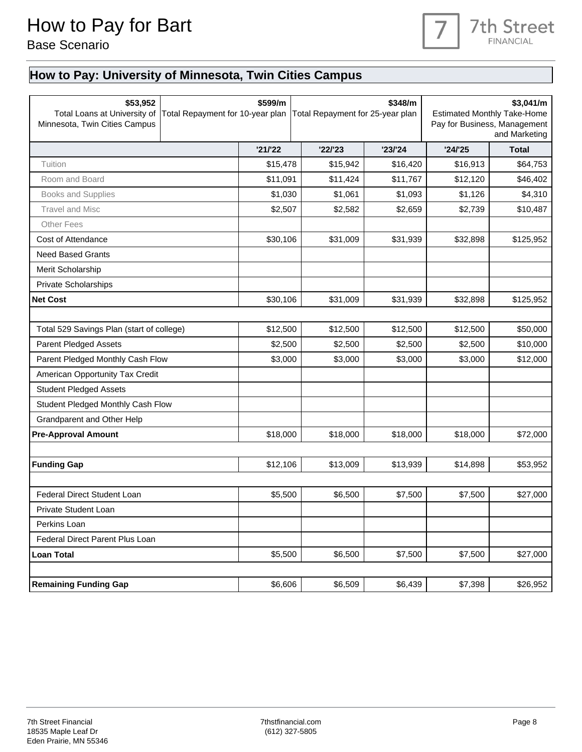# How to Pay for Bart

Base Scenario

## How to Pay: University of Minnesota, Twin Cities Campus

| $53,952 Total Loans at University of Minnesota, Twin Cities Campus | $599/m Total Repayment for 10-year plan | $348/m Total Repayment for 25-year plan | $3,041/m Estimated Monthly Take-Home Pay for Business, Management and Marketing |
|---|---|---|---|

| | '21/'22 | '22/'23 | '23/'24 | '24/'25 | Total |
|---|---|---|---|---|---|
| Tuition | $15,478 | $15,942 | $16,420 | $16,913 | $64,753 |
| Room and Board | $11,091 | $11,424 | $11,767 | $12,120 | $46,402 |
| Books and Supplies | $1,030 | $1,061 | $1,093 | $1,126 | $4,310 |
| Travel and Misc | $2,507 | $2,582 | $2,659 | $2,739 | $10,487 |
| Other Fees | | | | | |
| Cost of Attendance | $30,106 | $31,009 | $31,939 | $32,898 | $125,952 |
| Need Based Grants | | | | | |
| Merit Scholarship | | | | | |
| Private Scholarships | | | | | |
| **Net Cost** | $30,106 | $31,009 | $31,939 | $32,898 | $125,952 |
| | | | | | |
| Total 529 Savings Plan (start of college) | $12,500 | $12,500 | $12,500 | $12,500 | $50,000 |
| Parent Pledged Assets | $2,500 | $2,500 | $2,500 | $2,500 | $10,000 |
| Parent Pledged Monthly Cash Flow | $3,000 | $3,000 | $3,000 | $3,000 | $12,000 |
| American Opportunity Tax Credit | | | | | |
| Student Pledged Assets | | | | | |
| Student Pledged Monthly Cash Flow | | | | | |
| Grandparent and Other Help | | | | | |
| **Pre-Approval Amount** | $18,000 | $18,000 | $18,000 | $18,000 | $72,000 |
| | | | | | |
| **Funding Gap** | $12,106 | $13,009 | $13,939 | $14,898 | $53,952 |
| | | | | | |
| Federal Direct Student Loan | $5,500 | $6,500 | $7,500 | $7,500 | $27,000 |
| Private Student Loan | | | | | |
| Perkins Loan | | | | | |
| Federal Direct Parent Plus Loan | | | | | |
| **Loan Total** | $5,500 | $6,500 | $7,500 | $7,500 | $27,000 |
| | | | | | |
| **Remaining Funding Gap** | $6,606 | $6,509 | $6,439 | $7,398 | $26,952 |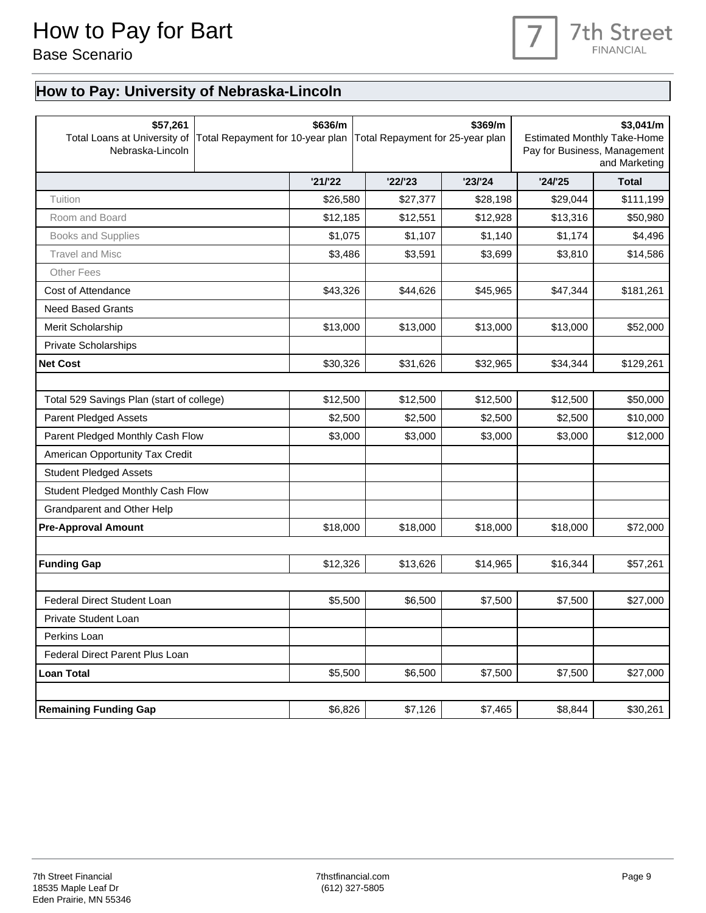# How to Pay for Bart

Base Scenario

## How to Pay: University of Nebraska-Lincoln

| **$57,261** Total Loans at University of Nebraska-Lincoln | **$636/m** Total Repayment for 10-year plan | **$369/m** Total Repayment for 25-year plan | **$3,041/m** Estimated Monthly Take-Home Pay for Business, Management and Marketing |
|---|---|---|---|

| | '21/'22 | '22/'23 | '23/'24 | '24/'25 | Total |
|---|---|---|---|---|---|
| Tuition | $26,580 | $27,377 | $28,198 | $29,044 | $111,199 |
| Room and Board | $12,185 | $12,551 | $12,928 | $13,316 | $50,980 |
| Books and Supplies | $1,075 | $1,107 | $1,140 | $1,174 | $4,496 |
| Travel and Misc | $3,486 | $3,591 | $3,699 | $3,810 | $14,586 |
| Other Fees | | | | | |
| Cost of Attendance | $43,326 | $44,626 | $45,965 | $47,344 | $181,261 |
| Need Based Grants | | | | | |
| Merit Scholarship | $13,000 | $13,000 | $13,000 | $13,000 | $52,000 |
| Private Scholarships | | | | | |
| **Net Cost** | $30,326 | $31,626 | $32,965 | $34,344 | $129,261 |
| | | | | | |
| Total 529 Savings Plan (start of college) | $12,500 | $12,500 | $12,500 | $12,500 | $50,000 |
| Parent Pledged Assets | $2,500 | $2,500 | $2,500 | $2,500 | $10,000 |
| Parent Pledged Monthly Cash Flow | $3,000 | $3,000 | $3,000 | $3,000 | $12,000 |
| American Opportunity Tax Credit | | | | | |
| Student Pledged Assets | | | | | |
| Student Pledged Monthly Cash Flow | | | | | |
| Grandparent and Other Help | | | | | |
| **Pre-Approval Amount** | $18,000 | $18,000 | $18,000 | $18,000 | $72,000 |
| | | | | | |
| **Funding Gap** | $12,326 | $13,626 | $14,965 | $16,344 | $57,261 |
| | | | | | |
| Federal Direct Student Loan | $5,500 | $6,500 | $7,500 | $7,500 | $27,000 |
| Private Student Loan | | | | | |
| Perkins Loan | | | | | |
| Federal Direct Parent Plus Loan | | | | | |
| **Loan Total** | $5,500 | $6,500 | $7,500 | $7,500 | $27,000 |
| | | | | | |
| **Remaining Funding Gap** | $6,826 | $7,126 | $7,465 | $8,844 | $30,261 |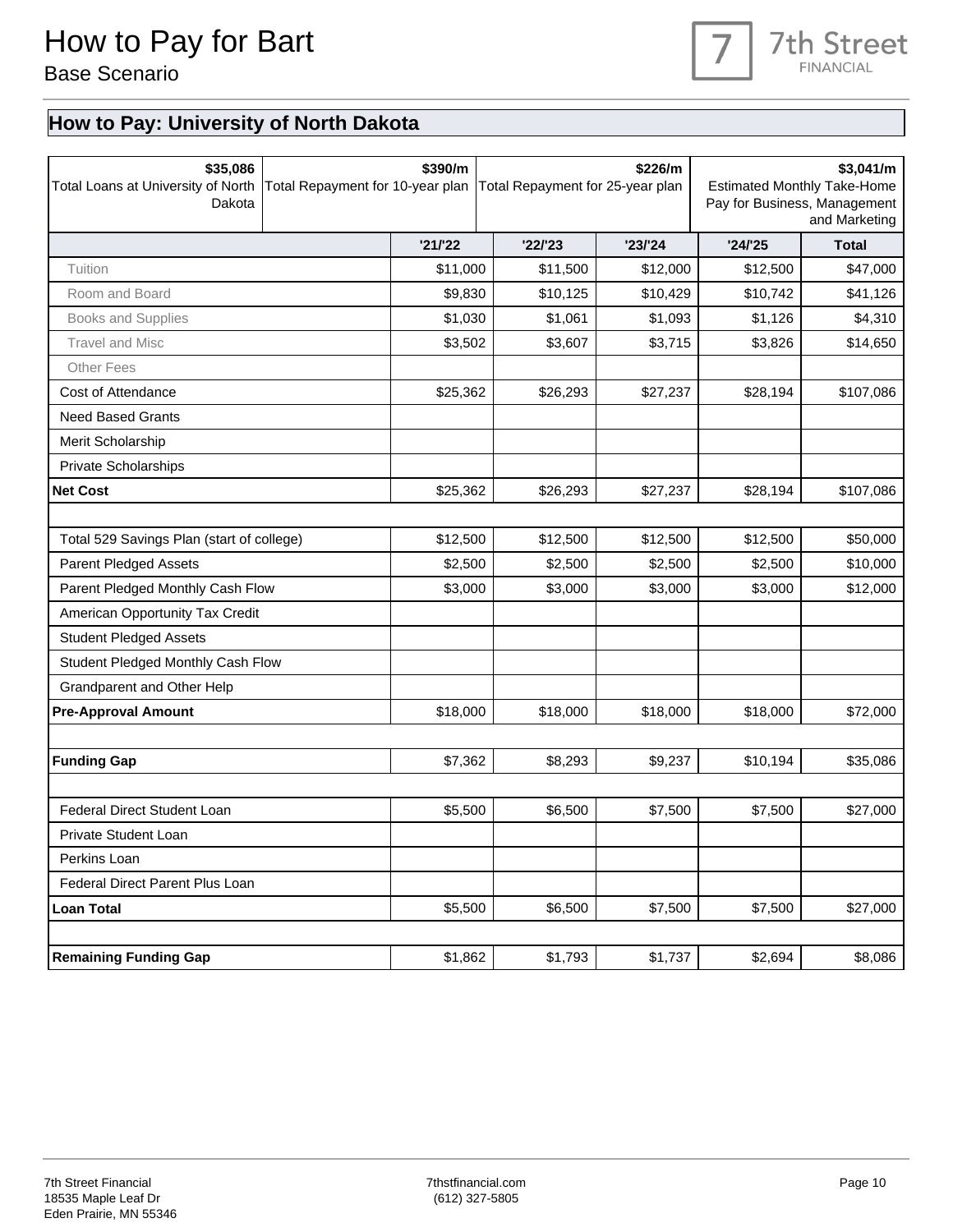# How to Pay for Bart

Base Scenario

## How to Pay: University of North Dakota

| $35,086 | $390/m | $226/m | $3,041/m |
|---|---|---|---|
| Total Loans at University of North Dakota | Total Repayment for 10-year plan | Total Repayment for 25-year plan | Estimated Monthly Take-Home Pay for Business, Management and Marketing |

| | '21/'22 | '22/'23 | '23/'24 | '24/'25 | Total |
|---|---|---|---|---|---|
| Tuition | $11,000 | $11,500 | $12,000 | $12,500 | $47,000 |
| Room and Board | $9,830 | $10,125 | $10,429 | $10,742 | $41,126 |
| Books and Supplies | $1,030 | $1,061 | $1,093 | $1,126 | $4,310 |
| Travel and Misc | $3,502 | $3,607 | $3,715 | $3,826 | $14,650 |
| Other Fees | | | | | |
| Cost of Attendance | $25,362 | $26,293 | $27,237 | $28,194 | $107,086 |
| Need Based Grants | | | | | |
| Merit Scholarship | | | | | |
| Private Scholarships | | | | | |
| **Net Cost** | $25,362 | $26,293 | $27,237 | $28,194 | $107,086 |
| | | | | | |
| Total 529 Savings Plan (start of college) | $12,500 | $12,500 | $12,500 | $12,500 | $50,000 |
| Parent Pledged Assets | $2,500 | $2,500 | $2,500 | $2,500 | $10,000 |
| Parent Pledged Monthly Cash Flow | $3,000 | $3,000 | $3,000 | $3,000 | $12,000 |
| American Opportunity Tax Credit | | | | | |
| Student Pledged Assets | | | | | |
| Student Pledged Monthly Cash Flow | | | | | |
| Grandparent and Other Help | | | | | |
| **Pre-Approval Amount** | $18,000 | $18,000 | $18,000 | $18,000 | $72,000 |
| | | | | | |
| **Funding Gap** | $7,362 | $8,293 | $9,237 | $10,194 | $35,086 |
| | | | | | |
| Federal Direct Student Loan | $5,500 | $6,500 | $7,500 | $7,500 | $27,000 |
| Private Student Loan | | | | | |
| Perkins Loan | | | | | |
| Federal Direct Parent Plus Loan | | | | | |
| **Loan Total** | $5,500 | $6,500 | $7,500 | $7,500 | $27,000 |
| | | | | | |
| **Remaining Funding Gap** | $1,862 | $1,793 | $1,737 | $2,694 | $8,086 |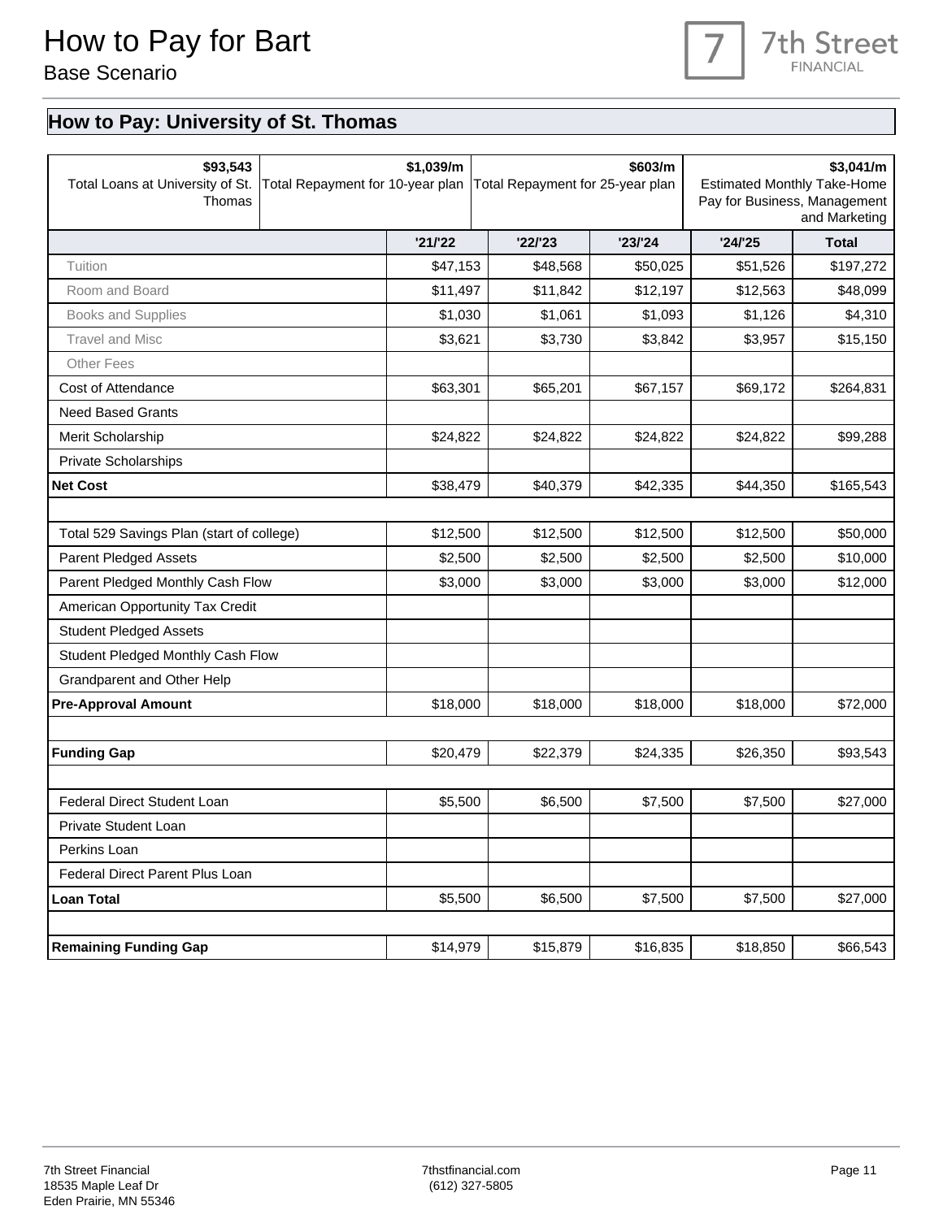# How to Pay for Bart

Base Scenario

## How to Pay: University of St. Thomas

| $93,543<br>Total Loans at University of St. Thomas | $1,039/m<br>Total Repayment for 10-year plan | $603/m<br>Total Repayment for 25-year plan | $3,041/m<br>Estimated Monthly Take-Home Pay for Business, Management and Marketing |
|---|---|---|---|

| | '21/'22 | '22/'23 | '23/'24 | '24/'25 | Total |
|---|---|---|---|---|---|
| Tuition | $47,153 | $48,568 | $50,025 | $51,526 | $197,272 |
| Room and Board | $11,497 | $11,842 | $12,197 | $12,563 | $48,099 |
| Books and Supplies | $1,030 | $1,061 | $1,093 | $1,126 | $4,310 |
| Travel and Misc | $3,621 | $3,730 | $3,842 | $3,957 | $15,150 |
| Other Fees | | | | | |
| Cost of Attendance | $63,301 | $65,201 | $67,157 | $69,172 | $264,831 |
| Need Based Grants | | | | | |
| Merit Scholarship | $24,822 | $24,822 | $24,822 | $24,822 | $99,288 |
| Private Scholarships | | | | | |
| **Net Cost** | $38,479 | $40,379 | $42,335 | $44,350 | $165,543 |
| | | | | | |
| Total 529 Savings Plan (start of college) | $12,500 | $12,500 | $12,500 | $12,500 | $50,000 |
| Parent Pledged Assets | $2,500 | $2,500 | $2,500 | $2,500 | $10,000 |
| Parent Pledged Monthly Cash Flow | $3,000 | $3,000 | $3,000 | $3,000 | $12,000 |
| American Opportunity Tax Credit | | | | | |
| Student Pledged Assets | | | | | |
| Student Pledged Monthly Cash Flow | | | | | |
| Grandparent and Other Help | | | | | |
| **Pre-Approval Amount** | $18,000 | $18,000 | $18,000 | $18,000 | $72,000 |
| | | | | | |
| **Funding Gap** | $20,479 | $22,379 | $24,335 | $26,350 | $93,543 |
| | | | | | |
| Federal Direct Student Loan | $5,500 | $6,500 | $7,500 | $7,500 | $27,000 |
| Private Student Loan | | | | | |
| Perkins Loan | | | | | |
| Federal Direct Parent Plus Loan | | | | | |
| **Loan Total** | $5,500 | $6,500 | $7,500 | $7,500 | $27,000 |
| | | | | | |
| **Remaining Funding Gap** | $14,979 | $15,879 | $16,835 | $18,850 | $66,543 |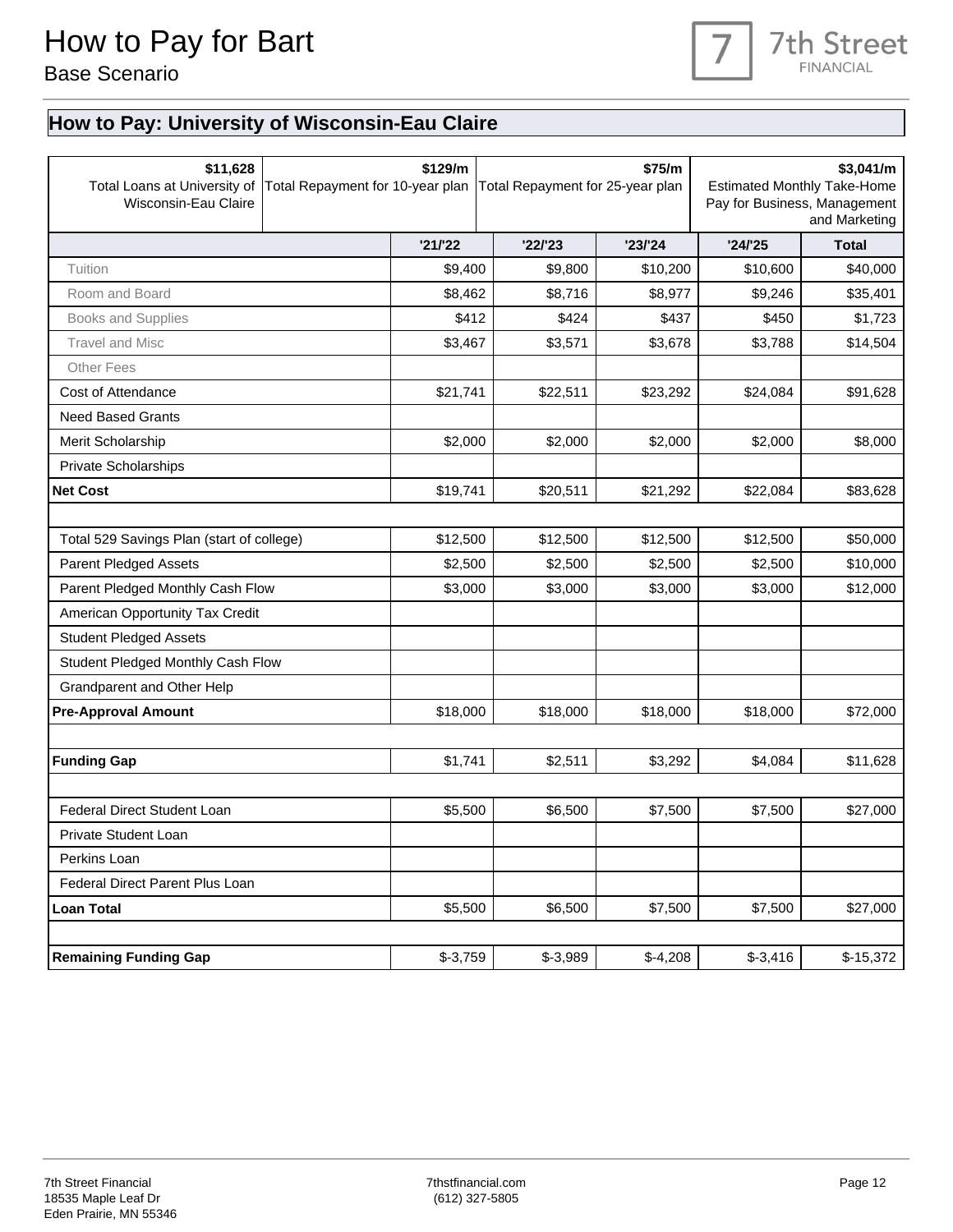# How to Pay for Bart

Base Scenario

## How to Pay: University of Wisconsin-Eau Claire

| $11,628 | $129/m | $75/m | $3,041/m |
|---|---|---|---|
| Total Loans at University of Wisconsin-Eau Claire | Total Repayment for 10-year plan | Total Repayment for 25-year plan | Estimated Monthly Take-Home Pay for Business, Management and Marketing |

| | '21/'22 | '22/'23 | '23/'24 | '24/'25 | Total |
|---|---|---|---|---|---|
| Tuition | $9,400 | $9,800 | $10,200 | $10,600 | $40,000 |
| Room and Board | $8,462 | $8,716 | $8,977 | $9,246 | $35,401 |
| Books and Supplies | $412 | $424 | $437 | $450 | $1,723 |
| Travel and Misc | $3,467 | $3,571 | $3,678 | $3,788 | $14,504 |
| Other Fees | | | | | |
| Cost of Attendance | $21,741 | $22,511 | $23,292 | $24,084 | $91,628 |
| Need Based Grants | | | | | |
| Merit Scholarship | $2,000 | $2,000 | $2,000 | $2,000 | $8,000 |
| Private Scholarships | | | | | |
| **Net Cost** | $19,741 | $20,511 | $21,292 | $22,084 | $83,628 |
| | | | | | |
| Total 529 Savings Plan (start of college) | $12,500 | $12,500 | $12,500 | $12,500 | $50,000 |
| Parent Pledged Assets | $2,500 | $2,500 | $2,500 | $2,500 | $10,000 |
| Parent Pledged Monthly Cash Flow | $3,000 | $3,000 | $3,000 | $3,000 | $12,000 |
| American Opportunity Tax Credit | | | | | |
| Student Pledged Assets | | | | | |
| Student Pledged Monthly Cash Flow | | | | | |
| Grandparent and Other Help | | | | | |
| **Pre-Approval Amount** | $18,000 | $18,000 | $18,000 | $18,000 | $72,000 |
| | | | | | |
| **Funding Gap** | $1,741 | $2,511 | $3,292 | $4,084 | $11,628 |
| | | | | | |
| Federal Direct Student Loan | $5,500 | $6,500 | $7,500 | $7,500 | $27,000 |
| Private Student Loan | | | | | |
| Perkins Loan | | | | | |
| Federal Direct Parent Plus Loan | | | | | |
| **Loan Total** | $5,500 | $6,500 | $7,500 | $7,500 | $27,000 |
| | | | | | |
| **Remaining Funding Gap** | $-3,759 | $-3,989 | $-4,208 | $-3,416 | $-15,372 |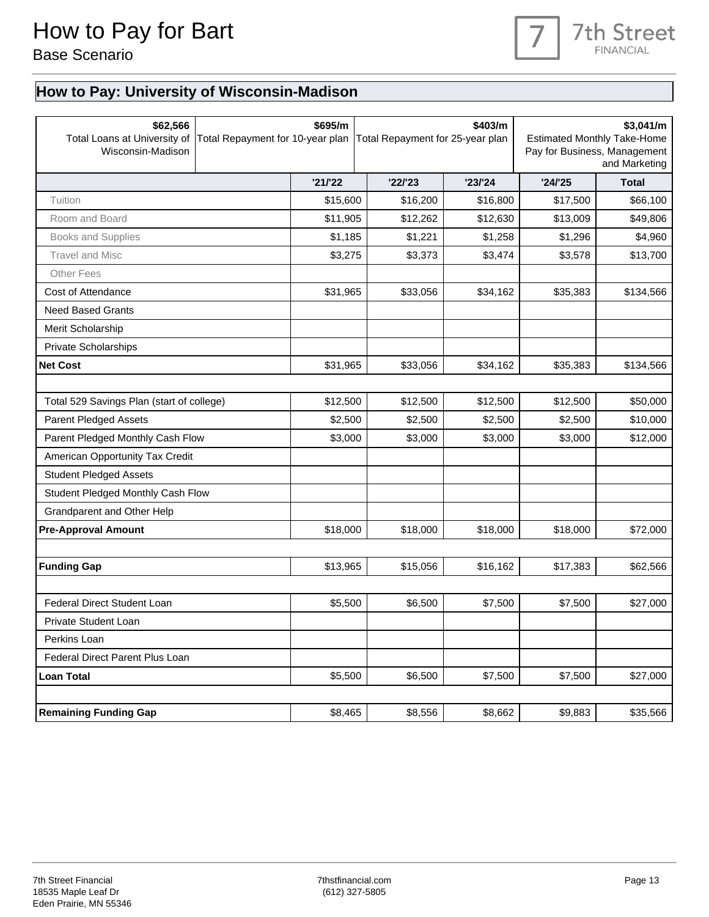# How to Pay for Bart

Base Scenario

## How to Pay: University of Wisconsin-Madison

| **$62,566** Total Loans at University of Wisconsin-Madison | **$695/m** Total Repayment for 10-year plan | **$403/m** Total Repayment for 25-year plan | **$3,041/m** Estimated Monthly Take-Home Pay for Business, Management and Marketing |
|---|---|---|---|

| | '21/'22 | '22/'23 | '23/'24 | '24/'25 | Total |
|---|---|---|---|---|---|
| Tuition | $15,600 | $16,200 | $16,800 | $17,500 | $66,100 |
| Room and Board | $11,905 | $12,262 | $12,630 | $13,009 | $49,806 |
| Books and Supplies | $1,185 | $1,221 | $1,258 | $1,296 | $4,960 |
| Travel and Misc | $3,275 | $3,373 | $3,474 | $3,578 | $13,700 |
| Other Fees | | | | | |
| Cost of Attendance | $31,965 | $33,056 | $34,162 | $35,383 | $134,566 |
| Need Based Grants | | | | | |
| Merit Scholarship | | | | | |
| Private Scholarships | | | | | |
| **Net Cost** | $31,965 | $33,056 | $34,162 | $35,383 | $134,566 |
| | | | | | |
| Total 529 Savings Plan (start of college) | $12,500 | $12,500 | $12,500 | $12,500 | $50,000 |
| Parent Pledged Assets | $2,500 | $2,500 | $2,500 | $2,500 | $10,000 |
| Parent Pledged Monthly Cash Flow | $3,000 | $3,000 | $3,000 | $3,000 | $12,000 |
| American Opportunity Tax Credit | | | | | |
| Student Pledged Assets | | | | | |
| Student Pledged Monthly Cash Flow | | | | | |
| Grandparent and Other Help | | | | | |
| **Pre-Approval Amount** | $18,000 | $18,000 | $18,000 | $18,000 | $72,000 |
| | | | | | |
| **Funding Gap** | $13,965 | $15,056 | $16,162 | $17,383 | $62,566 |
| | | | | | |
| Federal Direct Student Loan | $5,500 | $6,500 | $7,500 | $7,500 | $27,000 |
| Private Student Loan | | | | | |
| Perkins Loan | | | | | |
| Federal Direct Parent Plus Loan | | | | | |
| **Loan Total** | $5,500 | $6,500 | $7,500 | $7,500 | $27,000 |
| | | | | | |
| **Remaining Funding Gap** | $8,465 | $8,556 | $8,662 | $9,883 | $35,566 |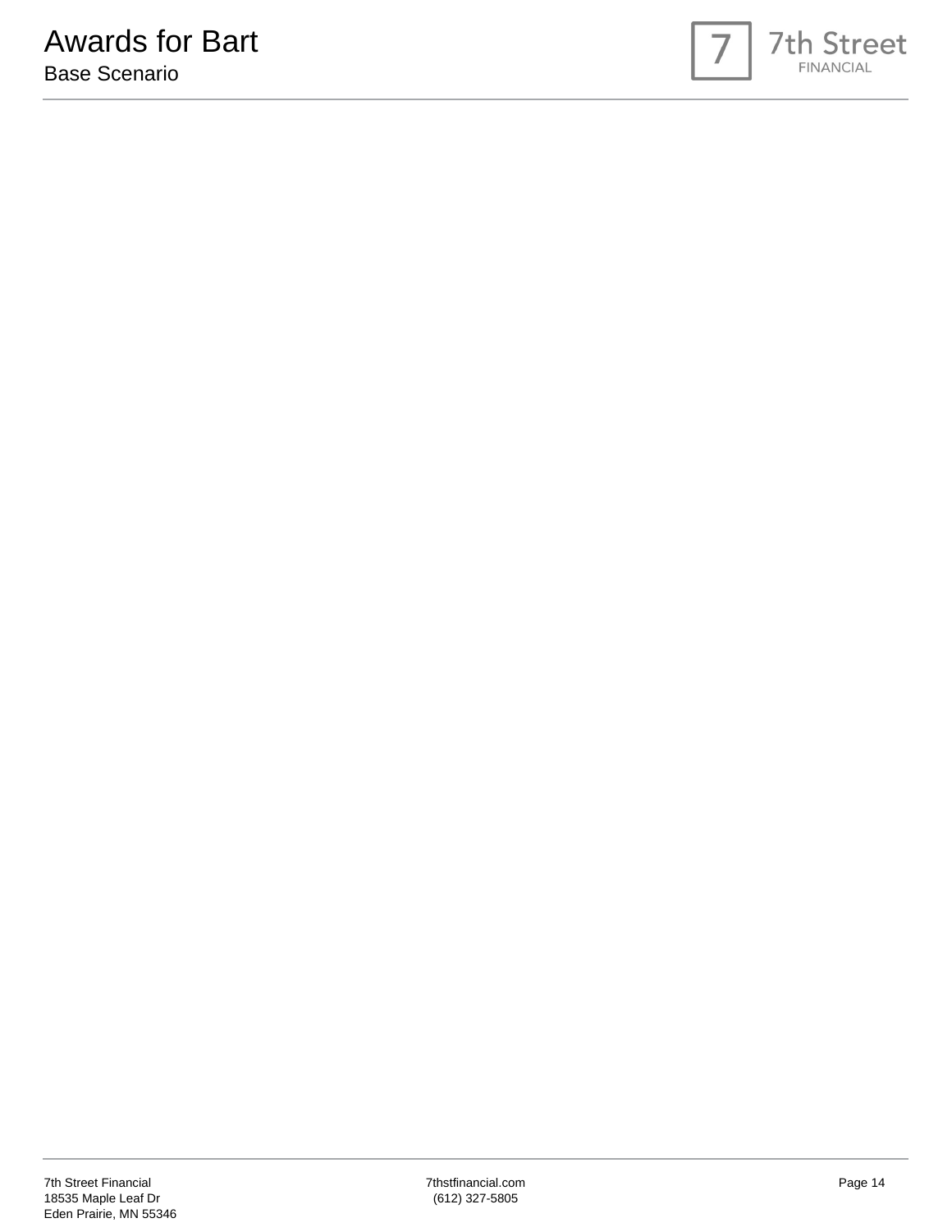# Awards for Bart

Base Scenario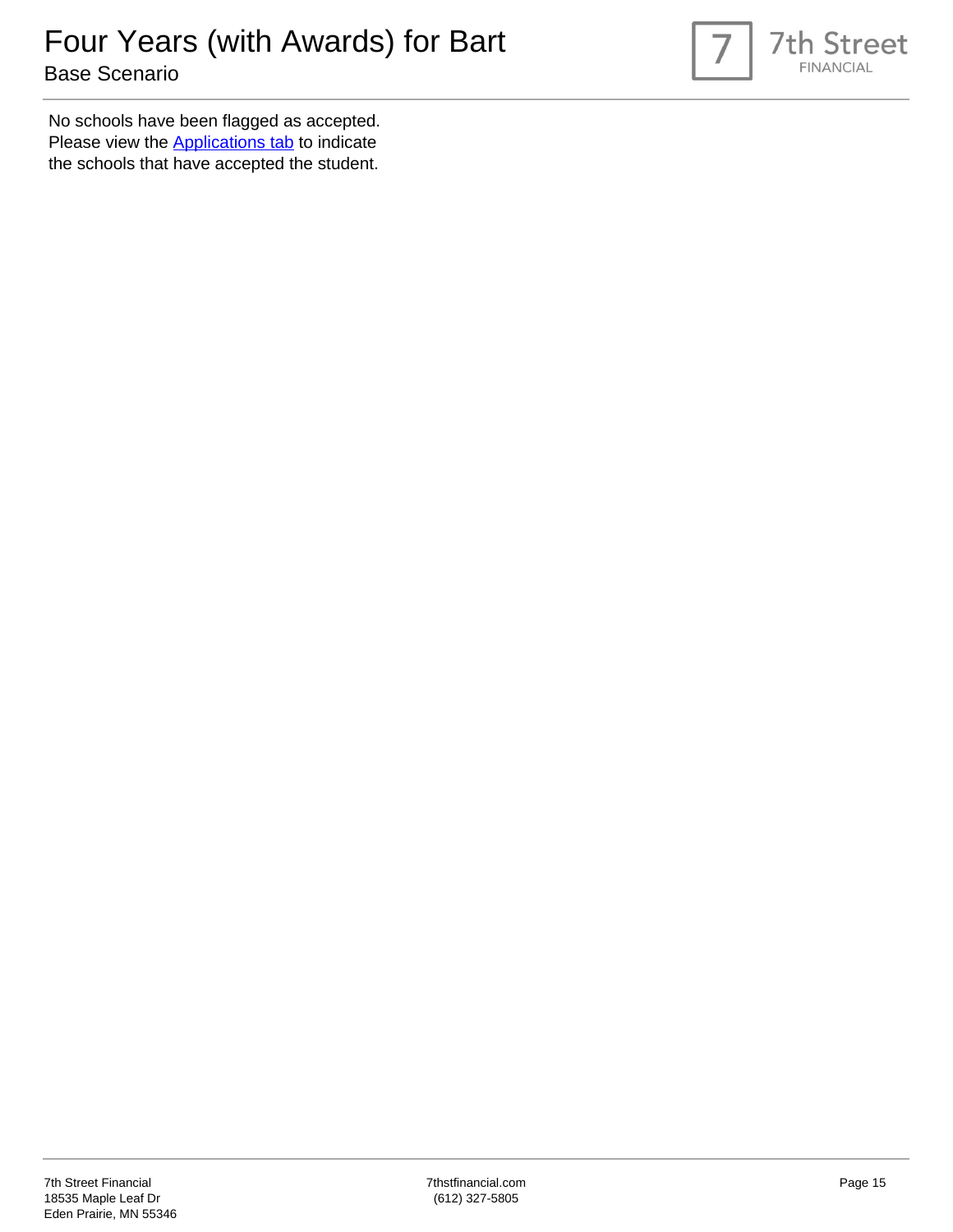# Four Years (with Awards) for Bart

## Base Scenario

No schools have been flagged as accepted. Please view the Applications tab to indicate the schools that have accepted the student.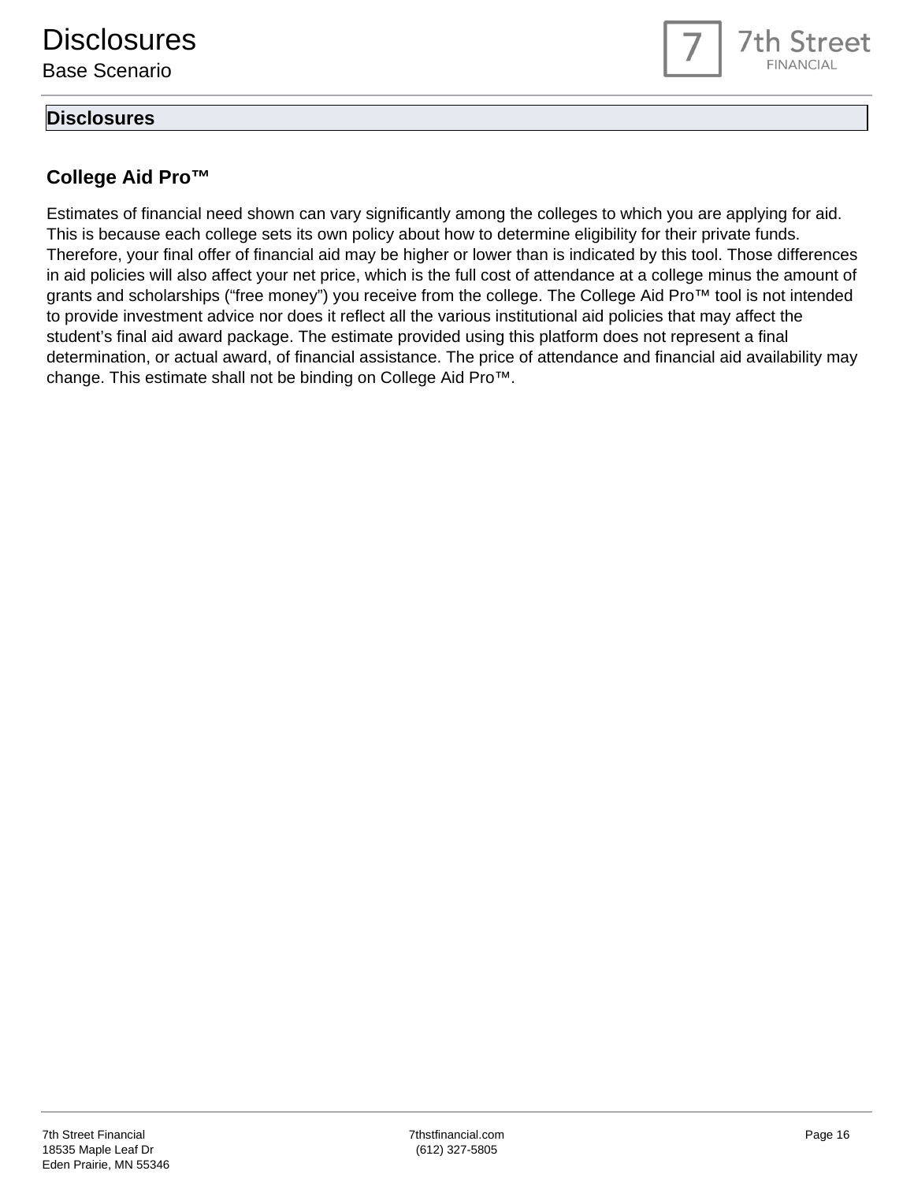# Disclosures

Base Scenario

## Disclosures

### College Aid Pro™

Estimates of financial need shown can vary significantly among the colleges to which you are applying for aid. This is because each college sets its own policy about how to determine eligibility for their private funds. Therefore, your final offer of financial aid may be higher or lower than is indicated by this tool. Those differences in aid policies will also affect your net price, which is the full cost of attendance at a college minus the amount of grants and scholarships (“free money”) you receive from the college. The College Aid Pro™ tool is not intended to provide investment advice nor does it reflect all the various institutional aid policies that may affect the student’s final aid award package. The estimate provided using this platform does not represent a final determination, or actual award, of financial assistance. The price of attendance and financial aid availability may change. This estimate shall not be binding on College Aid Pro™.